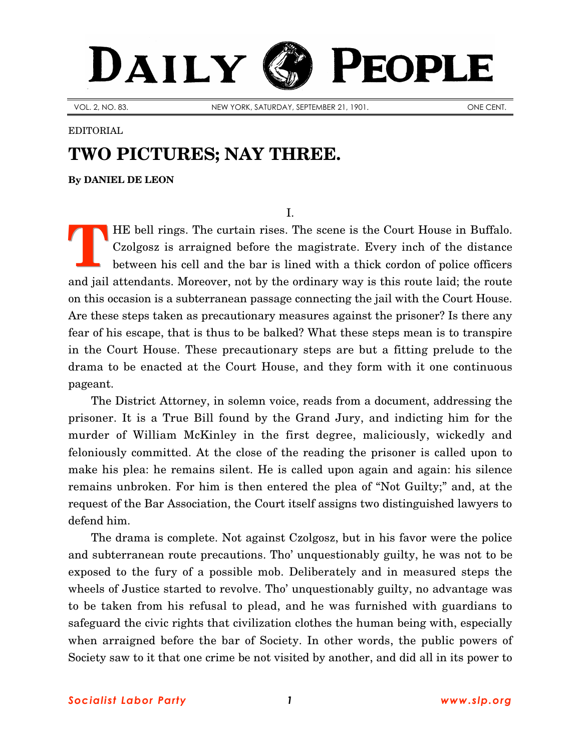# DAILY PEOPLE

VOL. 2, NO. 83. NEW YORK, SATURDAY, SEPTEMBER 21, 1901. ONE CENT.

EDITORIAL

## TWO PICTURES; NAY THREE.

**By DANIEL DE LEON**

I.

THE bell rings. The curtain rises. The scene is the Court House in Buffalo. Czolgosz is arraigned before the magistrate. Every inch of the distance between his cell and the bar is lined with a thick cordon of police officers and jail attendants. Moreover, not by the ordinary way is this route laid; the route on this occasion is a subterranean passage connecting the jail with the Court House. Are these steps taken as precautionary measures against the prisoner? Is there any fear of his escape, that is thus to be balked? What these steps mean is to transpire in the Court House. These precautionary steps are but a fitting prelude to the drama to be enacted at the Court House, and they form with it one continuous pageant.

The District Attorney, in solemn voice, reads from a document, addressing the prisoner. It is a True Bill found by the Grand Jury, and indicting him for the murder of William McKinley in the first degree, maliciously, wickedly and feloniously committed. At the close of the reading the prisoner is called upon to make his plea: he remains silent. He is called upon again and again: his silence remains unbroken. For him is then entered the plea of "Not Guilty;" and, at the request of the Bar Association, the Court itself assigns two distinguished lawyers to defend him.

The drama is complete. Not against Czolgosz, but in his favor were the police and subterranean route precautions. Tho' unquestionably guilty, he was not to be exposed to the fury of a possible mob. Deliberately and in measured steps the wheels of Justice started to revolve. Tho' unquestionably guilty, no advantage was to be taken from his refusal to plead, and he was furnished with guardians to safeguard the civic rights that civilization clothes the human being with, especially when arraigned before the bar of Society. In other words, the public powers of Society saw to it that one crime be not visited by another, and did all in its power to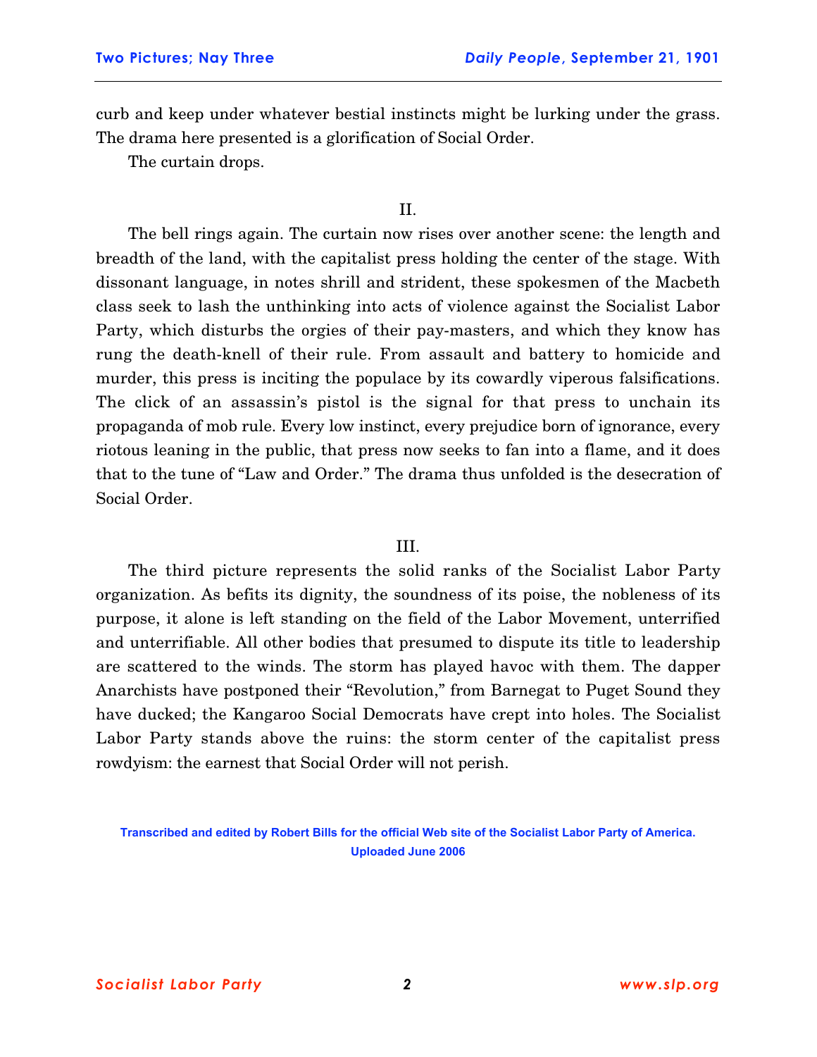curb and keep under whatever bestial instincts might be lurking under the grass. The drama here presented is a glorification of Social Order.

The curtain drops.

## II.

The bell rings again. The curtain now rises over another scene: the length and breadth of the land, with the capitalist press holding the center of the stage. With dissonant language, in notes shrill and strident, these spokesmen of the Macbeth class seek to lash the unthinking into acts of violence against the Socialist Labor Party, which disturbs the orgies of their pay-masters, and which they know has rung the death-knell of their rule. From assault and battery to homicide and murder, this press is inciting the populace by its cowardly viperous falsifications. The click of an assassin's pistol is the signal for that press to unchain its propaganda of mob rule. Every low instinct, every prejudice born of ignorance, every riotous leaning in the public, that press now seeks to fan into a flame, and it does that to the tune of "Law and Order." The drama thus unfolded is the desecration of Social Order.

## III.

The third picture represents the solid ranks of the Socialist Labor Party organization. As befits its dignity, the soundness of its poise, the nobleness of its purpose, it alone is left standing on the field of the Labor Movement, unterrified and unterrifiable. All other bodies that presumed to dispute its title to leadership are scattered to the winds. The storm has played havoc with them. The dapper Anarchists have postponed their "Revolution," from Barnegat to Puget Sound they have ducked; the Kangaroo Social Democrats have crept into holes. The Socialist Labor Party stands above the ruins: the storm center of the capitalist press rowdyism: the earnest that Social Order will not perish.

**Transcribed and edited by Robert Bills for the official Web site of the Socialist Labor Party of America. Uploaded June 2006**